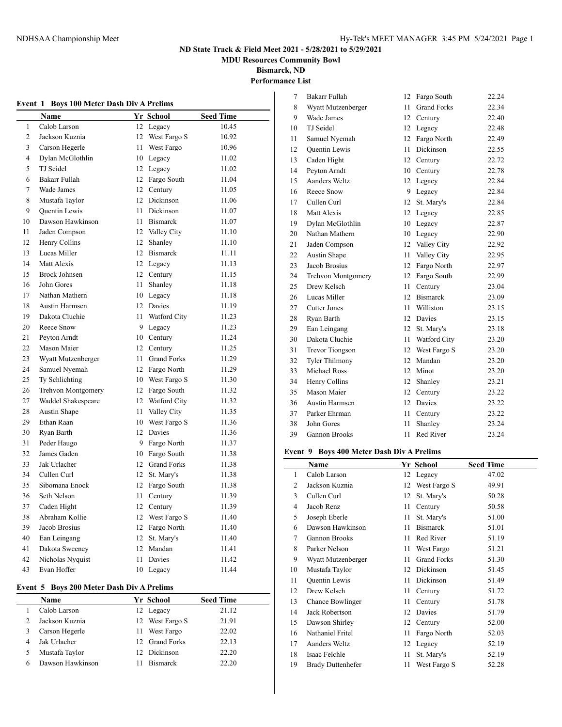# ND State Track & Field Meet 2021 - 5/28/2021 to 5/29/2021

**MDU Resources Community Bowl**

**Bismarck, ND**

**Performance List**

### Event 1 Boys 100 Meter Dash Div A Prelims

| | Name | Yr | School | Seed Time |
|---|---|---|---|---|
| 1 | Calob Larson | 12 | Legacy | 10.45 |
| 2 | Jackson Kuznia | 12 | West Fargo S | 10.92 |
| 3 | Carson Hegerle | 11 | West Fargo | 10.96 |
| 4 | Dylan McGlothlin | 10 | Legacy | 11.02 |
| 5 | TJ Seidel | 12 | Legacy | 11.02 |
| 6 | Bakarr Fullah | 12 | Fargo South | 11.04 |
| 7 | Wade James | 12 | Century | 11.05 |
| 8 | Mustafa Taylor | 12 | Dickinson | 11.06 |
| 9 | Quentin Lewis | 11 | Dickinson | 11.07 |
| 10 | Dawson Hawkinson | 11 | Bismarck | 11.07 |
| 11 | Jaden Compson | 12 | Valley City | 11.10 |
| 12 | Henry Collins | 12 | Shanley | 11.10 |
| 13 | Lucas Miller | 12 | Bismarck | 11.11 |
| 14 | Matt Alexis | 12 | Legacy | 11.13 |
| 15 | Brock Johnsen | 12 | Century | 11.15 |
| 16 | John Gores | 11 | Shanley | 11.18 |
| 17 | Nathan Mathern | 10 | Legacy | 11.18 |
| 18 | Austin Harmsen | 12 | Davies | 11.19 |
| 19 | Dakota Cluchie | 11 | Watford City | 11.23 |
| 20 | Reece Snow | 9 | Legacy | 11.23 |
| 21 | Peyton Arndt | 10 | Century | 11.24 |
| 22 | Mason Maier | 12 | Century | 11.25 |
| 23 | Wyatt Mutzenberger | 11 | Grand Forks | 11.29 |
| 24 | Samuel Nyemah | 12 | Fargo North | 11.29 |
| 25 | Ty Schlichting | 10 | West Fargo S | 11.30 |
| 26 | Trehvon Montgomery | 12 | Fargo South | 11.32 |
| 27 | Waddel Shakespeare | 12 | Watford City | 11.32 |
| 28 | Austin Shape | 11 | Valley City | 11.35 |
| 29 | Ethan Raan | 10 | West Fargo S | 11.36 |
| 30 | Ryan Barth | 12 | Davies | 11.36 |
| 31 | Peder Haugo | 9 | Fargo North | 11.37 |
| 32 | James Gaden | 10 | Fargo South | 11.38 |
| 33 | Jak Urlacher | 12 | Grand Forks | 11.38 |
| 34 | Cullen Curl | 12 | St. Mary's | 11.38 |
| 35 | Sibomana Enock | 12 | Fargo South | 11.38 |
| 36 | Seth Nelson | 11 | Century | 11.39 |
| 37 | Caden Hight | 12 | Century | 11.39 |
| 38 | Abraham Kollie | 12 | West Fargo S | 11.40 |
| 39 | Jacob Brosius | 12 | Fargo North | 11.40 |
| 40 | Ean Leingang | 12 | St. Mary's | 11.40 |
| 41 | Dakota Sweeney | 12 | Mandan | 11.41 |
| 42 | Nicholas Nyquist | 11 | Davies | 11.42 |
| 43 | Evan Hoffer | 10 | Legacy | 11.44 |

### Event 5 Boys 200 Meter Dash Div A Prelims

| | Name | Yr | School | Seed Time |
|---|---|---|---|---|
| 1 | Calob Larson | 12 | Legacy | 21.12 |
| 2 | Jackson Kuznia | 12 | West Fargo S | 21.91 |
| 3 | Carson Hegerle | 11 | West Fargo | 22.02 |
| 4 | Jak Urlacher | 12 | Grand Forks | 22.13 |
| 5 | Mustafa Taylor | 12 | Dickinson | 22.20 |
| 6 | Dawson Hawkinson | 11 | Bismarck | 22.20 |
| 7 | Bakarr Fullah | 12 | Fargo South | 22.24 |
| 8 | Wyatt Mutzenberger | 11 | Grand Forks | 22.34 |
| 9 | Wade James | 12 | Century | 22.40 |
| 10 | TJ Seidel | 12 | Legacy | 22.48 |
| 11 | Samuel Nyemah | 12 | Fargo North | 22.49 |
| 12 | Quentin Lewis | 11 | Dickinson | 22.55 |
| 13 | Caden Hight | 12 | Century | 22.72 |
| 14 | Peyton Arndt | 10 | Century | 22.78 |
| 15 | Aanders Weltz | 12 | Legacy | 22.84 |
| 16 | Reece Snow | 9 | Legacy | 22.84 |
| 17 | Cullen Curl | 12 | St. Mary's | 22.84 |
| 18 | Matt Alexis | 12 | Legacy | 22.85 |
| 19 | Dylan McGlothlin | 10 | Legacy | 22.87 |
| 20 | Nathan Mathern | 10 | Legacy | 22.90 |
| 21 | Jaden Compson | 12 | Valley City | 22.92 |
| 22 | Austin Shape | 11 | Valley City | 22.95 |
| 23 | Jacob Brosius | 12 | Fargo North | 22.97 |
| 24 | Trehvon Montgomery | 12 | Fargo South | 22.99 |
| 25 | Drew Kelsch | 11 | Century | 23.04 |
| 26 | Lucas Miller | 12 | Bismarck | 23.09 |
| 27 | Cutter Jones | 11 | Williston | 23.15 |
| 28 | Ryan Barth | 12 | Davies | 23.15 |
| 29 | Ean Leingang | 12 | St. Mary's | 23.18 |
| 30 | Dakota Cluchie | 11 | Watford City | 23.20 |
| 31 | Trevor Tiongson | 12 | West Fargo S | 23.20 |
| 32 | Tyler Thilmony | 12 | Mandan | 23.20 |
| 33 | Michael Ross | 12 | Minot | 23.20 |
| 34 | Henry Collins | 12 | Shanley | 23.21 |
| 35 | Mason Maier | 12 | Century | 23.22 |
| 36 | Austin Harmsen | 12 | Davies | 23.22 |
| 37 | Parker Ehrman | 11 | Century | 23.22 |
| 38 | John Gores | 11 | Shanley | 23.24 |
| 39 | Gannon Brooks | 11 | Red River | 23.24 |

### Event 9 Boys 400 Meter Dash Div A Prelims

| | Name | Yr | School | Seed Time |
|---|---|---|---|---|
| 1 | Calob Larson | 12 | Legacy | 47.02 |
| 2 | Jackson Kuznia | 12 | West Fargo S | 49.91 |
| 3 | Cullen Curl | 12 | St. Mary's | 50.28 |
| 4 | Jacob Renz | 11 | Century | 50.58 |
| 5 | Joseph Eberle | 11 | St. Mary's | 51.00 |
| 6 | Dawson Hawkinson | 11 | Bismarck | 51.01 |
| 7 | Gannon Brooks | 11 | Red River | 51.19 |
| 8 | Parker Nelson | 11 | West Fargo | 51.21 |
| 9 | Wyatt Mutzenberger | 11 | Grand Forks | 51.30 |
| 10 | Mustafa Taylor | 12 | Dickinson | 51.45 |
| 11 | Quentin Lewis | 11 | Dickinson | 51.49 |
| 12 | Drew Kelsch | 11 | Century | 51.72 |
| 13 | Chance Bowlinger | 11 | Century | 51.78 |
| 14 | Jack Robertson | 12 | Davies | 51.79 |
| 15 | Dawson Shirley | 12 | Century | 52.00 |
| 16 | Nathaniel Fritel | 11 | Fargo North | 52.03 |
| 17 | Aanders Weltz | 12 | Legacy | 52.19 |
| 18 | Isaac Felchle | 11 | St. Mary's | 52.19 |
| 19 | Brady Duttenhefer | 11 | West Fargo S | 52.28 |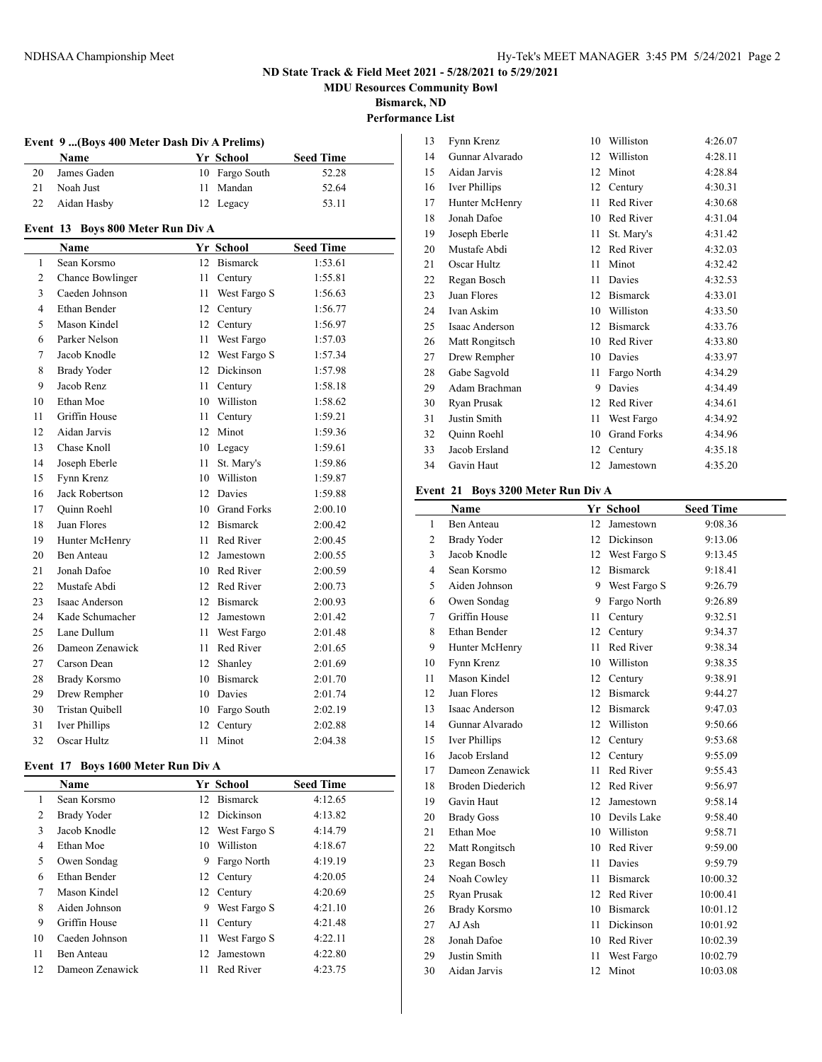ND State Track & Field Meet 2021 - 5/28/2021 to 5/29/2021

MDU Resources Community Bowl

Bismarck, ND

Performance List

### Event 9 ...(Boys 400 Meter Dash Div A Prelims)

| | Name | Yr | School | Seed Time |
|---|---|---|---|---|
| 20 | James Gaden | 10 | Fargo South | 52.28 |
| 21 | Noah Just | 11 | Mandan | 52.64 |
| 22 | Aidan Hasby | 12 | Legacy | 53.11 |

### Event 13 Boys 800 Meter Run Div A

| | Name | Yr | School | Seed Time |
|---|---|---|---|---|
| 1 | Sean Korsmo | 12 | Bismarck | 1:53.61 |
| 2 | Chance Bowlinger | 11 | Century | 1:55.81 |
| 3 | Caeden Johnson | 11 | West Fargo S | 1:56.63 |
| 4 | Ethan Bender | 12 | Century | 1:56.77 |
| 5 | Mason Kindel | 12 | Century | 1:56.97 |
| 6 | Parker Nelson | 11 | West Fargo | 1:57.03 |
| 7 | Jacob Knodle | 12 | West Fargo S | 1:57.34 |
| 8 | Brady Yoder | 12 | Dickinson | 1:57.98 |
| 9 | Jacob Renz | 11 | Century | 1:58.18 |
| 10 | Ethan Moe | 10 | Williston | 1:58.62 |
| 11 | Griffin House | 11 | Century | 1:59.21 |
| 12 | Aidan Jarvis | 12 | Minot | 1:59.36 |
| 13 | Chase Knoll | 10 | Legacy | 1:59.61 |
| 14 | Joseph Eberle | 11 | St. Mary's | 1:59.86 |
| 15 | Fynn Krenz | 10 | Williston | 1:59.87 |
| 16 | Jack Robertson | 12 | Davies | 1:59.88 |
| 17 | Quinn Roehl | 10 | Grand Forks | 2:00.10 |
| 18 | Juan Flores | 12 | Bismarck | 2:00.42 |
| 19 | Hunter McHenry | 11 | Red River | 2:00.45 |
| 20 | Ben Anteau | 12 | Jamestown | 2:00.55 |
| 21 | Jonah Dafoe | 10 | Red River | 2:00.59 |
| 22 | Mustafe Abdi | 12 | Red River | 2:00.73 |
| 23 | Isaac Anderson | 12 | Bismarck | 2:00.93 |
| 24 | Kade Schumacher | 12 | Jamestown | 2:01.42 |
| 25 | Lane Dullum | 11 | West Fargo | 2:01.48 |
| 26 | Dameon Zenawick | 11 | Red River | 2:01.65 |
| 27 | Carson Dean | 12 | Shanley | 2:01.69 |
| 28 | Brady Korsmo | 10 | Bismarck | 2:01.70 |
| 29 | Drew Rempher | 10 | Davies | 2:01.74 |
| 30 | Tristan Quibell | 10 | Fargo South | 2:02.19 |
| 31 | Iver Phillips | 12 | Century | 2:02.88 |
| 32 | Oscar Hultz | 11 | Minot | 2:04.38 |

### Event 17 Boys 1600 Meter Run Div A

| | Name | Yr | School | Seed Time |
|---|---|---|---|---|
| 1 | Sean Korsmo | 12 | Bismarck | 4:12.65 |
| 2 | Brady Yoder | 12 | Dickinson | 4:13.82 |
| 3 | Jacob Knodle | 12 | West Fargo S | 4:14.79 |
| 4 | Ethan Moe | 10 | Williston | 4:18.67 |
| 5 | Owen Sondag | 9 | Fargo North | 4:19.19 |
| 6 | Ethan Bender | 12 | Century | 4:20.05 |
| 7 | Mason Kindel | 12 | Century | 4:20.69 |
| 8 | Aiden Johnson | 9 | West Fargo S | 4:21.10 |
| 9 | Griffin House | 11 | Century | 4:21.48 |
| 10 | Caeden Johnson | 11 | West Fargo S | 4:22.11 |
| 11 | Ben Anteau | 12 | Jamestown | 4:22.80 |
| 12 | Dameon Zenawick | 11 | Red River | 4:23.75 |
| 13 | Fynn Krenz | 10 | Williston | 4:26.07 |
| 14 | Gunnar Alvarado | 12 | Williston | 4:28.11 |
| 15 | Aidan Jarvis | 12 | Minot | 4:28.84 |
| 16 | Iver Phillips | 12 | Century | 4:30.31 |
| 17 | Hunter McHenry | 11 | Red River | 4:30.68 |
| 18 | Jonah Dafoe | 10 | Red River | 4:31.04 |
| 19 | Joseph Eberle | 11 | St. Mary's | 4:31.42 |
| 20 | Mustafe Abdi | 12 | Red River | 4:32.03 |
| 21 | Oscar Hultz | 11 | Minot | 4:32.42 |
| 22 | Regan Bosch | 11 | Davies | 4:32.53 |
| 23 | Juan Flores | 12 | Bismarck | 4:33.01 |
| 24 | Ivan Askim | 10 | Williston | 4:33.50 |
| 25 | Isaac Anderson | 12 | Bismarck | 4:33.76 |
| 26 | Matt Rongitsch | 10 | Red River | 4:33.80 |
| 27 | Drew Rempher | 10 | Davies | 4:33.97 |
| 28 | Gabe Sagvold | 11 | Fargo North | 4:34.29 |
| 29 | Adam Brachman | 9 | Davies | 4:34.49 |
| 30 | Ryan Prusak | 12 | Red River | 4:34.61 |
| 31 | Justin Smith | 11 | West Fargo | 4:34.92 |
| 32 | Quinn Roehl | 10 | Grand Forks | 4:34.96 |
| 33 | Jacob Ersland | 12 | Century | 4:35.18 |
| 34 | Gavin Haut | 12 | Jamestown | 4:35.20 |

### Event 21 Boys 3200 Meter Run Div A

| | Name | Yr | School | Seed Time |
|---|---|---|---|---|
| 1 | Ben Anteau | 12 | Jamestown | 9:08.36 |
| 2 | Brady Yoder | 12 | Dickinson | 9:13.06 |
| 3 | Jacob Knodle | 12 | West Fargo S | 9:13.45 |
| 4 | Sean Korsmo | 12 | Bismarck | 9:18.41 |
| 5 | Aiden Johnson | 9 | West Fargo S | 9:26.79 |
| 6 | Owen Sondag | 9 | Fargo North | 9:26.89 |
| 7 | Griffin House | 11 | Century | 9:32.51 |
| 8 | Ethan Bender | 12 | Century | 9:34.37 |
| 9 | Hunter McHenry | 11 | Red River | 9:38.34 |
| 10 | Fynn Krenz | 10 | Williston | 9:38.35 |
| 11 | Mason Kindel | 12 | Century | 9:38.91 |
| 12 | Juan Flores | 12 | Bismarck | 9:44.27 |
| 13 | Isaac Anderson | 12 | Bismarck | 9:47.03 |
| 14 | Gunnar Alvarado | 12 | Williston | 9:50.66 |
| 15 | Iver Phillips | 12 | Century | 9:53.68 |
| 16 | Jacob Ersland | 12 | Century | 9:55.09 |
| 17 | Dameon Zenawick | 11 | Red River | 9:55.43 |
| 18 | Broden Diederich | 12 | Red River | 9:56.97 |
| 19 | Gavin Haut | 12 | Jamestown | 9:58.14 |
| 20 | Brady Goss | 10 | Devils Lake | 9:58.40 |
| 21 | Ethan Moe | 10 | Williston | 9:58.71 |
| 22 | Matt Rongitsch | 10 | Red River | 9:59.00 |
| 23 | Regan Bosch | 11 | Davies | 9:59.79 |
| 24 | Noah Cowley | 11 | Bismarck | 10:00.32 |
| 25 | Ryan Prusak | 12 | Red River | 10:00.41 |
| 26 | Brady Korsmo | 10 | Bismarck | 10:01.12 |
| 27 | AJ Ash | 11 | Dickinson | 10:01.92 |
| 28 | Jonah Dafoe | 10 | Red River | 10:02.39 |
| 29 | Justin Smith | 11 | West Fargo | 10:02.79 |
| 30 | Aidan Jarvis | 12 | Minot | 10:03.08 |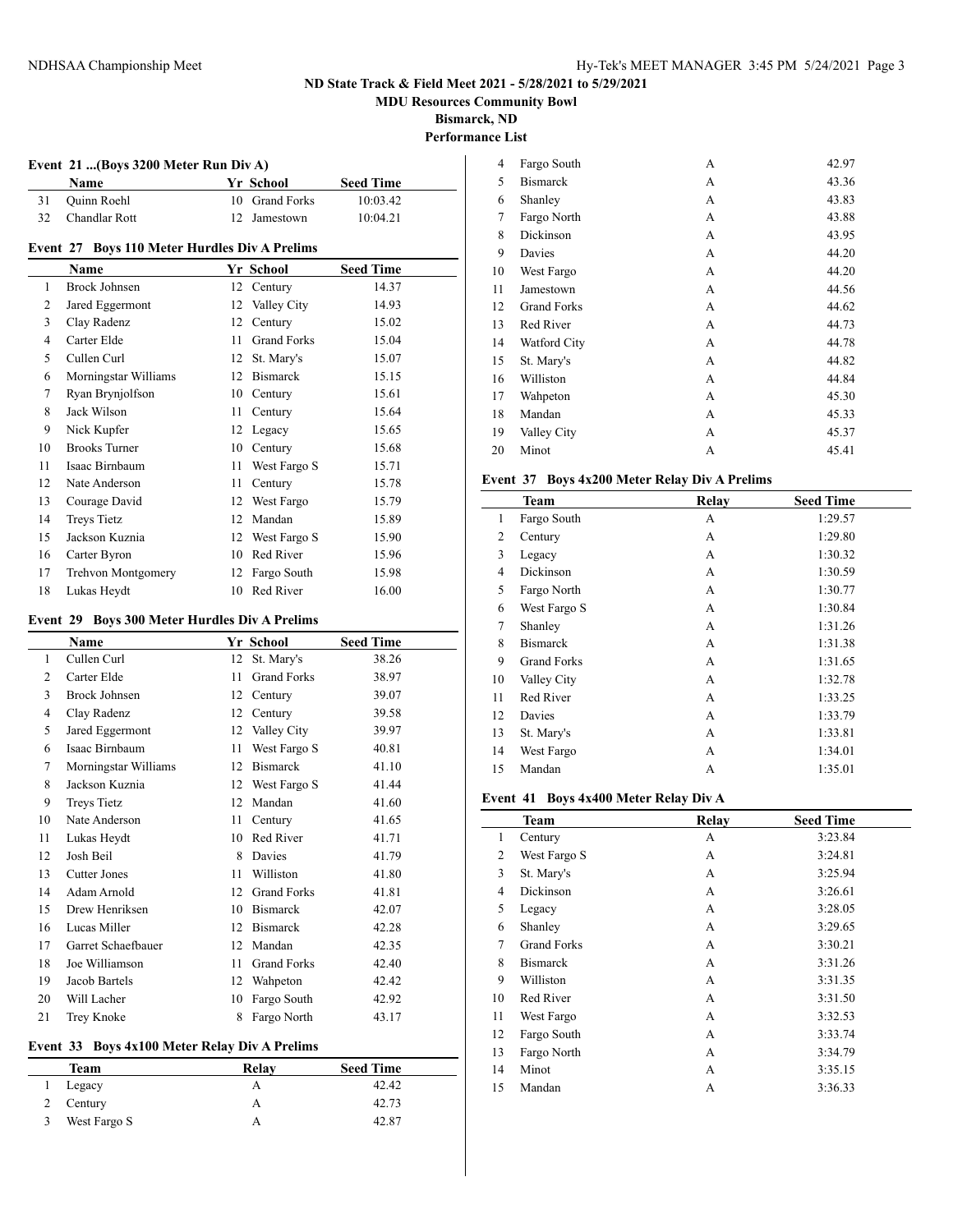# ND State Track & Field Meet 2021 - 5/28/2021 to 5/29/2021

**MDU Resources Community Bowl**

**Bismarck, ND**

**Performance List**

### Event 21 ...(Boys 3200 Meter Run Div A)

| | Name | Yr | School | Seed Time |
|---|---|---|---|---|
| 31 | Quinn Roehl | 10 | Grand Forks | 10:03.42 |
| 32 | Chandlar Rott | 12 | Jamestown | 10:04.21 |

### Event 27 Boys 110 Meter Hurdles Div A Prelims

| | Name | Yr | School | Seed Time |
|---|---|---|---|---|
| 1 | Brock Johnsen | 12 | Century | 14.37 |
| 2 | Jared Eggermont | 12 | Valley City | 14.93 |
| 3 | Clay Radenz | 12 | Century | 15.02 |
| 4 | Carter Elde | 11 | Grand Forks | 15.04 |
| 5 | Cullen Curl | 12 | St. Mary's | 15.07 |
| 6 | Morningstar Williams | 12 | Bismarck | 15.15 |
| 7 | Ryan Brynjolfson | 10 | Century | 15.61 |
| 8 | Jack Wilson | 11 | Century | 15.64 |
| 9 | Nick Kupfer | 12 | Legacy | 15.65 |
| 10 | Brooks Turner | 10 | Century | 15.68 |
| 11 | Isaac Birnbaum | 11 | West Fargo S | 15.71 |
| 12 | Nate Anderson | 11 | Century | 15.78 |
| 13 | Courage David | 12 | West Fargo | 15.79 |
| 14 | Treys Tietz | 12 | Mandan | 15.89 |
| 15 | Jackson Kuznia | 12 | West Fargo S | 15.90 |
| 16 | Carter Byron | 10 | Red River | 15.96 |
| 17 | Trehvon Montgomery | 12 | Fargo South | 15.98 |
| 18 | Lukas Heydt | 10 | Red River | 16.00 |

### Event 29 Boys 300 Meter Hurdles Div A Prelims

| | Name | Yr | School | Seed Time |
|---|---|---|---|---|
| 1 | Cullen Curl | 12 | St. Mary's | 38.26 |
| 2 | Carter Elde | 11 | Grand Forks | 38.97 |
| 3 | Brock Johnsen | 12 | Century | 39.07 |
| 4 | Clay Radenz | 12 | Century | 39.58 |
| 5 | Jared Eggermont | 12 | Valley City | 39.97 |
| 6 | Isaac Birnbaum | 11 | West Fargo S | 40.81 |
| 7 | Morningstar Williams | 12 | Bismarck | 41.10 |
| 8 | Jackson Kuznia | 12 | West Fargo S | 41.44 |
| 9 | Treys Tietz | 12 | Mandan | 41.60 |
| 10 | Nate Anderson | 11 | Century | 41.65 |
| 11 | Lukas Heydt | 10 | Red River | 41.71 |
| 12 | Josh Beil | 8 | Davies | 41.79 |
| 13 | Cutter Jones | 11 | Williston | 41.80 |
| 14 | Adam Arnold | 12 | Grand Forks | 41.81 |
| 15 | Drew Henriksen | 10 | Bismarck | 42.07 |
| 16 | Lucas Miller | 12 | Bismarck | 42.28 |
| 17 | Garret Schaefbauer | 12 | Mandan | 42.35 |
| 18 | Joe Williamson | 11 | Grand Forks | 42.40 |
| 19 | Jacob Bartels | 12 | Wahpeton | 42.42 |
| 20 | Will Lacher | 10 | Fargo South | 42.92 |
| 21 | Trey Knoke | 8 | Fargo North | 43.17 |

### Event 33 Boys 4x100 Meter Relay Div A Prelims

| | Team | Relay | Seed Time |
|---|---|---|---|
| 1 | Legacy | A | 42.42 |
| 2 | Century | A | 42.73 |
| 3 | West Fargo S | A | 42.87 |
| 4 | Fargo South | A | 42.97 |
| 5 | Bismarck | A | 43.36 |
| 6 | Shanley | A | 43.83 |
| 7 | Fargo North | A | 43.88 |
| 8 | Dickinson | A | 43.95 |
| 9 | Davies | A | 44.20 |
| 10 | West Fargo | A | 44.20 |
| 11 | Jamestown | A | 44.56 |
| 12 | Grand Forks | A | 44.62 |
| 13 | Red River | A | 44.73 |
| 14 | Watford City | A | 44.78 |
| 15 | St. Mary's | A | 44.82 |
| 16 | Williston | A | 44.84 |
| 17 | Wahpeton | A | 45.30 |
| 18 | Mandan | A | 45.33 |
| 19 | Valley City | A | 45.37 |
| 20 | Minot | A | 45.41 |

### Event 37 Boys 4x200 Meter Relay Div A Prelims

| | Team | Relay | Seed Time |
|---|---|---|---|
| 1 | Fargo South | A | 1:29.57 |
| 2 | Century | A | 1:29.80 |
| 3 | Legacy | A | 1:30.32 |
| 4 | Dickinson | A | 1:30.59 |
| 5 | Fargo North | A | 1:30.77 |
| 6 | West Fargo S | A | 1:30.84 |
| 7 | Shanley | A | 1:31.26 |
| 8 | Bismarck | A | 1:31.38 |
| 9 | Grand Forks | A | 1:31.65 |
| 10 | Valley City | A | 1:32.78 |
| 11 | Red River | A | 1:33.25 |
| 12 | Davies | A | 1:33.79 |
| 13 | St. Mary's | A | 1:33.81 |
| 14 | West Fargo | A | 1:34.01 |
| 15 | Mandan | A | 1:35.01 |

### Event 41 Boys 4x400 Meter Relay Div A

| | Team | Relay | Seed Time |
|---|---|---|---|
| 1 | Century | A | 3:23.84 |
| 2 | West Fargo S | A | 3:24.81 |
| 3 | St. Mary's | A | 3:25.94 |
| 4 | Dickinson | A | 3:26.61 |
| 5 | Legacy | A | 3:28.05 |
| 6 | Shanley | A | 3:29.65 |
| 7 | Grand Forks | A | 3:30.21 |
| 8 | Bismarck | A | 3:31.26 |
| 9 | Williston | A | 3:31.35 |
| 10 | Red River | A | 3:31.50 |
| 11 | West Fargo | A | 3:32.53 |
| 12 | Fargo South | A | 3:33.74 |
| 13 | Fargo North | A | 3:34.79 |
| 14 | Minot | A | 3:35.15 |
| 15 | Mandan | A | 3:36.33 |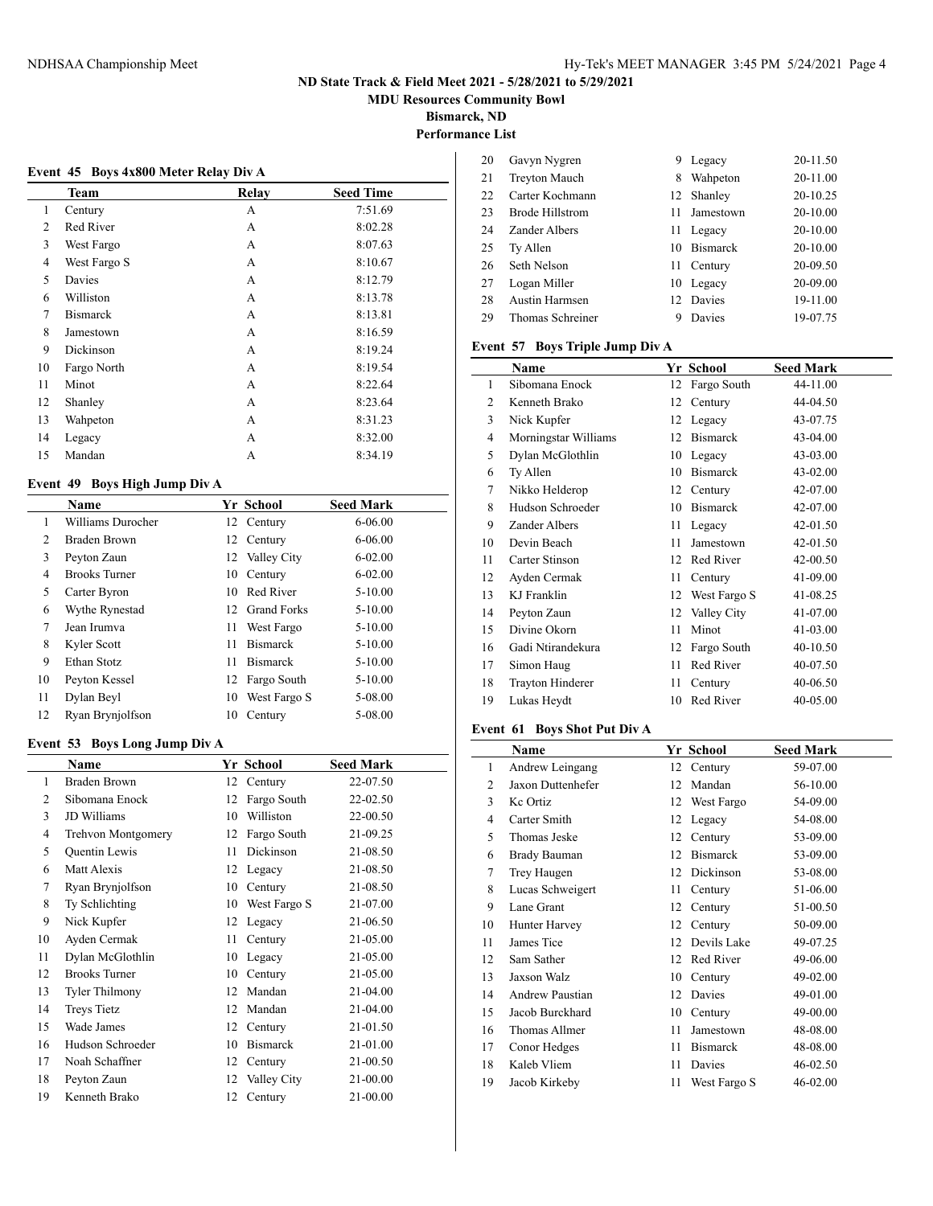# ND State Track & Field Meet 2021 - 5/28/2021 to 5/29/2021

**MDU Resources Community Bowl**

**Bismarck, ND**

**Performance List**

### Event 45 Boys 4x800 Meter Relay Div A

| | Team | Relay | Seed Time |
|---|---|---|---|
| 1 | Century | A | 7:51.69 |
| 2 | Red River | A | 8:02.28 |
| 3 | West Fargo | A | 8:07.63 |
| 4 | West Fargo S | A | 8:10.67 |
| 5 | Davies | A | 8:12.79 |
| 6 | Williston | A | 8:13.78 |
| 7 | Bismarck | A | 8:13.81 |
| 8 | Jamestown | A | 8:16.59 |
| 9 | Dickinson | A | 8:19.24 |
| 10 | Fargo North | A | 8:19.54 |
| 11 | Minot | A | 8:22.64 |
| 12 | Shanley | A | 8:23.64 |
| 13 | Wahpeton | A | 8:31.23 |
| 14 | Legacy | A | 8:32.00 |
| 15 | Mandan | A | 8:34.19 |

### Event 49 Boys High Jump Div A

| | Name | Yr | School | Seed Mark |
|---|---|---|---|---|
| 1 | Williams Durocher | 12 | Century | 6-06.00 |
| 2 | Braden Brown | 12 | Century | 6-06.00 |
| 3 | Peyton Zaun | 12 | Valley City | 6-02.00 |
| 4 | Brooks Turner | 10 | Century | 6-02.00 |
| 5 | Carter Byron | 10 | Red River | 5-10.00 |
| 6 | Wythe Rynestad | 12 | Grand Forks | 5-10.00 |
| 7 | Jean Irumva | 11 | West Fargo | 5-10.00 |
| 8 | Kyler Scott | 11 | Bismarck | 5-10.00 |
| 9 | Ethan Stotz | 11 | Bismarck | 5-10.00 |
| 10 | Peyton Kessel | 12 | Fargo South | 5-10.00 |
| 11 | Dylan Beyl | 10 | West Fargo S | 5-08.00 |
| 12 | Ryan Brynjolfson | 10 | Century | 5-08.00 |

### Event 53 Boys Long Jump Div A

| | Name | Yr | School | Seed Mark |
|---|---|---|---|---|
| 1 | Braden Brown | 12 | Century | 22-07.50 |
| 2 | Sibomana Enock | 12 | Fargo South | 22-02.50 |
| 3 | JD Williams | 10 | Williston | 22-00.50 |
| 4 | Trehvon Montgomery | 12 | Fargo South | 21-09.25 |
| 5 | Quentin Lewis | 11 | Dickinson | 21-08.50 |
| 6 | Matt Alexis | 12 | Legacy | 21-08.50 |
| 7 | Ryan Brynjolfson | 10 | Century | 21-08.50 |
| 8 | Ty Schlichting | 10 | West Fargo S | 21-07.00 |
| 9 | Nick Kupfer | 12 | Legacy | 21-06.50 |
| 10 | Ayden Cermak | 11 | Century | 21-05.00 |
| 11 | Dylan McGlothlin | 10 | Legacy | 21-05.00 |
| 12 | Brooks Turner | 10 | Century | 21-05.00 |
| 13 | Tyler Thilmony | 12 | Mandan | 21-04.00 |
| 14 | Treys Tietz | 12 | Mandan | 21-04.00 |
| 15 | Wade James | 12 | Century | 21-01.50 |
| 16 | Hudson Schroeder | 10 | Bismarck | 21-01.00 |
| 17 | Noah Schaffner | 12 | Century | 21-00.50 |
| 18 | Peyton Zaun | 12 | Valley City | 21-00.00 |
| 19 | Kenneth Brako | 12 | Century | 21-00.00 |
| 20 | Gavyn Nygren | 9 | Legacy | 20-11.50 |
| 21 | Treyton Mauch | 8 | Wahpeton | 20-11.00 |
| 22 | Carter Kochmann | 12 | Shanley | 20-10.25 |
| 23 | Brode Hillstrom | 11 | Jamestown | 20-10.00 |
| 24 | Zander Albers | 11 | Legacy | 20-10.00 |
| 25 | Ty Allen | 10 | Bismarck | 20-10.00 |
| 26 | Seth Nelson | 11 | Century | 20-09.50 |
| 27 | Logan Miller | 10 | Legacy | 20-09.00 |
| 28 | Austin Harmsen | 12 | Davies | 19-11.00 |
| 29 | Thomas Schreiner | 9 | Davies | 19-07.75 |

### Event 57 Boys Triple Jump Div A

| | Name | Yr | School | Seed Mark |
|---|---|---|---|---|
| 1 | Sibomana Enock | 12 | Fargo South | 44-11.00 |
| 2 | Kenneth Brako | 12 | Century | 44-04.50 |
| 3 | Nick Kupfer | 12 | Legacy | 43-07.75 |
| 4 | Morningstar Williams | 12 | Bismarck | 43-04.00 |
| 5 | Dylan McGlothlin | 10 | Legacy | 43-03.00 |
| 6 | Ty Allen | 10 | Bismarck | 43-02.00 |
| 7 | Nikko Helderop | 12 | Century | 42-07.00 |
| 8 | Hudson Schroeder | 10 | Bismarck | 42-07.00 |
| 9 | Zander Albers | 11 | Legacy | 42-01.50 |
| 10 | Devin Beach | 11 | Jamestown | 42-01.50 |
| 11 | Carter Stinson | 12 | Red River | 42-00.50 |
| 12 | Ayden Cermak | 11 | Century | 41-09.00 |
| 13 | KJ Franklin | 12 | West Fargo S | 41-08.25 |
| 14 | Peyton Zaun | 12 | Valley City | 41-07.00 |
| 15 | Divine Okorn | 11 | Minot | 41-03.00 |
| 16 | Gadi Ntirandekura | 12 | Fargo South | 40-10.50 |
| 17 | Simon Haug | 11 | Red River | 40-07.50 |
| 18 | Trayton Hinderer | 11 | Century | 40-06.50 |
| 19 | Lukas Heydt | 10 | Red River | 40-05.00 |

### Event 61 Boys Shot Put Div A

| | Name | Yr | School | Seed Mark |
|---|---|---|---|---|
| 1 | Andrew Leingang | 12 | Century | 59-07.00 |
| 2 | Jaxon Duttenhefer | 12 | Mandan | 56-10.00 |
| 3 | Kc Ortiz | 12 | West Fargo | 54-09.00 |
| 4 | Carter Smith | 12 | Legacy | 54-08.00 |
| 5 | Thomas Jeske | 12 | Century | 53-09.00 |
| 6 | Brady Bauman | 12 | Bismarck | 53-09.00 |
| 7 | Trey Haugen | 12 | Dickinson | 53-08.00 |
| 8 | Lucas Schweigert | 11 | Century | 51-06.00 |
| 9 | Lane Grant | 12 | Century | 51-00.50 |
| 10 | Hunter Harvey | 12 | Century | 50-09.00 |
| 11 | James Tice | 12 | Devils Lake | 49-07.25 |
| 12 | Sam Sather | 12 | Red River | 49-06.00 |
| 13 | Jaxson Walz | 10 | Century | 49-02.00 |
| 14 | Andrew Paustian | 12 | Davies | 49-01.00 |
| 15 | Jacob Burckhard | 10 | Century | 49-00.00 |
| 16 | Thomas Allmer | 11 | Jamestown | 48-08.00 |
| 17 | Conor Hedges | 11 | Bismarck | 48-08.00 |
| 18 | Kaleb Vliem | 11 | Davies | 46-02.50 |
| 19 | Jacob Kirkeby | 11 | West Fargo S | 46-02.00 |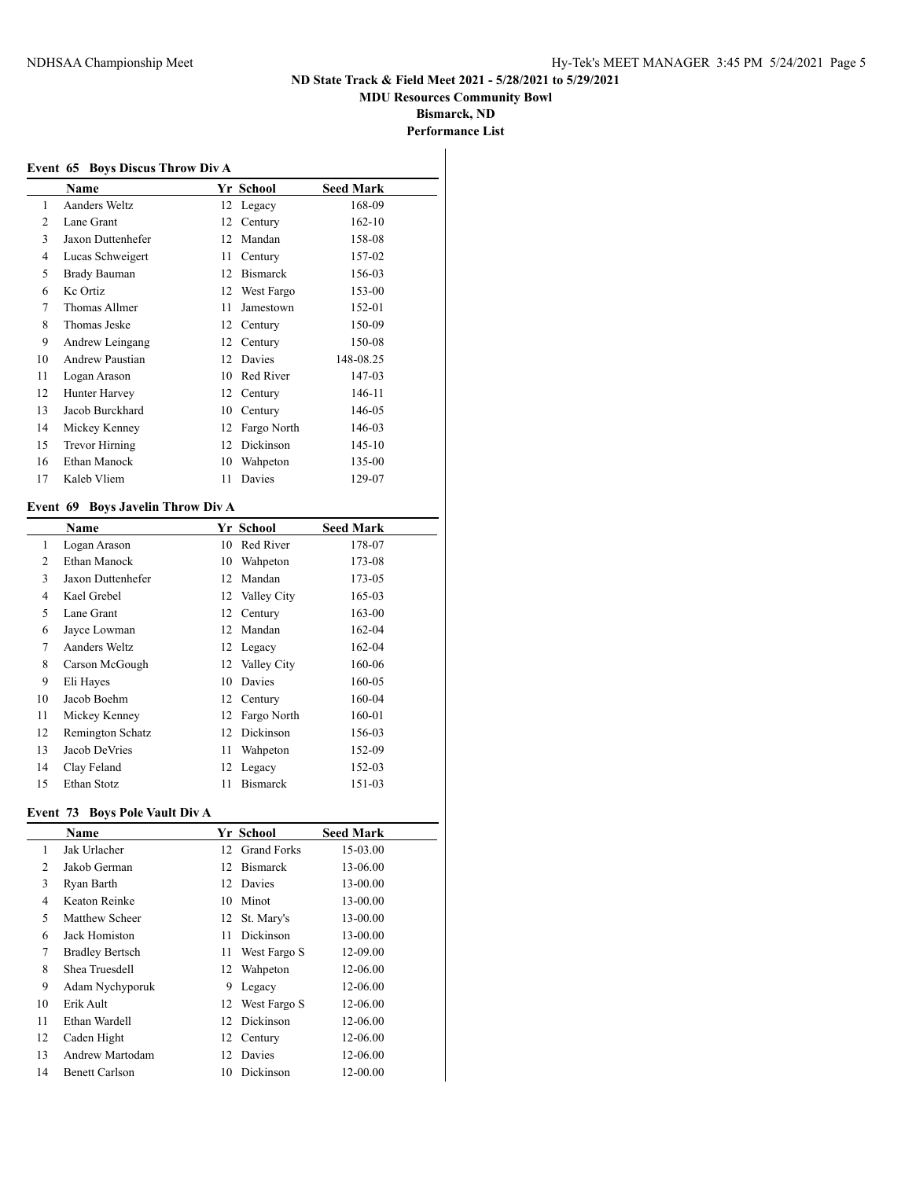# ND State Track & Field Meet 2021 - 5/28/2021 to 5/29/2021

**MDU Resources Community Bowl**

**Bismarck, ND**

**Performance List**

### Event 65 Boys Discus Throw Div A

| | Name | Yr | School | Seed Mark |
|---|---|---|---|---|
| 1 | Aanders Weltz | 12 | Legacy | 168-09 |
| 2 | Lane Grant | 12 | Century | 162-10 |
| 3 | Jaxon Duttenhefer | 12 | Mandan | 158-08 |
| 4 | Lucas Schweigert | 11 | Century | 157-02 |
| 5 | Brady Bauman | 12 | Bismarck | 156-03 |
| 6 | Kc Ortiz | 12 | West Fargo | 153-00 |
| 7 | Thomas Allmer | 11 | Jamestown | 152-01 |
| 8 | Thomas Jeske | 12 | Century | 150-09 |
| 9 | Andrew Leingang | 12 | Century | 150-08 |
| 10 | Andrew Paustian | 12 | Davies | 148-08.25 |
| 11 | Logan Arason | 10 | Red River | 147-03 |
| 12 | Hunter Harvey | 12 | Century | 146-11 |
| 13 | Jacob Burckhard | 10 | Century | 146-05 |
| 14 | Mickey Kenney | 12 | Fargo North | 146-03 |
| 15 | Trevor Hirning | 12 | Dickinson | 145-10 |
| 16 | Ethan Manock | 10 | Wahpeton | 135-00 |
| 17 | Kaleb Vliem | 11 | Davies | 129-07 |

### Event 69 Boys Javelin Throw Div A

| | Name | Yr | School | Seed Mark |
|---|---|---|---|---|
| 1 | Logan Arason | 10 | Red River | 178-07 |
| 2 | Ethan Manock | 10 | Wahpeton | 173-08 |
| 3 | Jaxon Duttenhefer | 12 | Mandan | 173-05 |
| 4 | Kael Grebel | 12 | Valley City | 165-03 |
| 5 | Lane Grant | 12 | Century | 163-00 |
| 6 | Jayce Lowman | 12 | Mandan | 162-04 |
| 7 | Aanders Weltz | 12 | Legacy | 162-04 |
| 8 | Carson McGough | 12 | Valley City | 160-06 |
| 9 | Eli Hayes | 10 | Davies | 160-05 |
| 10 | Jacob Boehm | 12 | Century | 160-04 |
| 11 | Mickey Kenney | 12 | Fargo North | 160-01 |
| 12 | Remington Schatz | 12 | Dickinson | 156-03 |
| 13 | Jacob DeVries | 11 | Wahpeton | 152-09 |
| 14 | Clay Feland | 12 | Legacy | 152-03 |
| 15 | Ethan Stotz | 11 | Bismarck | 151-03 |

### Event 73 Boys Pole Vault Div A

| | Name | Yr | School | Seed Mark |
|---|---|---|---|---|
| 1 | Jak Urlacher | 12 | Grand Forks | 15-03.00 |
| 2 | Jakob German | 12 | Bismarck | 13-06.00 |
| 3 | Ryan Barth | 12 | Davies | 13-00.00 |
| 4 | Keaton Reinke | 10 | Minot | 13-00.00 |
| 5 | Matthew Scheer | 12 | St. Mary's | 13-00.00 |
| 6 | Jack Homiston | 11 | Dickinson | 13-00.00 |
| 7 | Bradley Bertsch | 11 | West Fargo S | 12-09.00 |
| 8 | Shea Truesdell | 12 | Wahpeton | 12-06.00 |
| 9 | Adam Nychyporuk | 9 | Legacy | 12-06.00 |
| 10 | Erik Ault | 12 | West Fargo S | 12-06.00 |
| 11 | Ethan Wardell | 12 | Dickinson | 12-06.00 |
| 12 | Caden Hight | 12 | Century | 12-06.00 |
| 13 | Andrew Martodam | 12 | Davies | 12-06.00 |
| 14 | Benett Carlson | 10 | Dickinson | 12-00.00 |